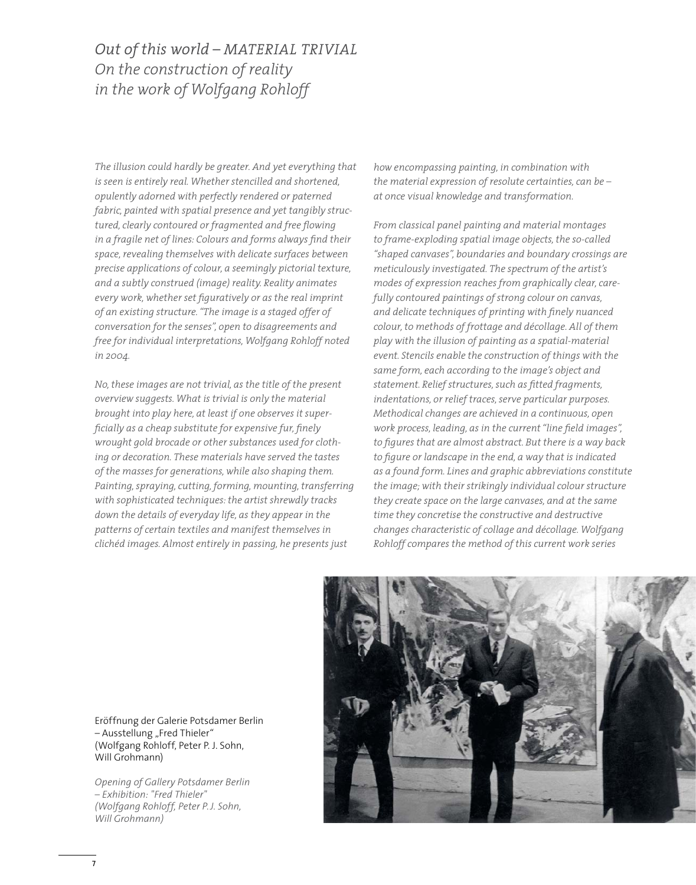# *Out of this world – MATERIAL TRIVIAL On the construction of reality in the work of Wolfgang Rohloff*

*The illusion could hardly be greater. And yet everything that is seen is entirely real. Whether stencilled and shortened, opulently adorned with perfectly rendered or paterned fabric, painted with spatial presence and yet tangibly structured, clearly contoured or fragmented and free flowing in a fragile net of lines: Colours and forms always find their space, revealing themselves with delicate surfaces between precise applications of colour, a seemingly pictorial texture, and a subtly construed (image) reality. Reality animates every work, whether set figuratively or as the real imprint of an existing structure. "The image is a staged offer of conversation for the senses", open to disagreements and free for individual interpretations, Wolfgang Rohloff noted in 2004.*

*No, these images are not trivial, as the title of the present overview suggests. What is trivial is only the material brought into play here, at least if one observes it superficially as a cheap substitute for expensive fur, finely wrought gold brocade or other substances used for clothing or decoration. These materials have served the tastes of the masses for generations, while also shaping them. Painting, spraying, cutting, forming, mounting, transferring with sophisticated techniques: the artist shrewdly tracks down the details of everyday life, as they appear in the patterns of certain textiles and manifest themselves in clichéd images. Almost entirely in passing, he presents just how encompassing painting, in combination with the material expression of resolute certainties, can be – at once visual knowledge and transformation.*

*From classical panel painting and material montages to frame-exploding spatial image objects, the so-called "shaped canvases", boundaries and boundary crossings are meticulously investigated. The spectrum of the artist's modes of expression reaches from graphically clear, carefully contoured paintings of strong colour on canvas, and delicate techniques of printing with finely nuanced colour, to methods of frottage and décollage. All of them play with the illusion of painting as a spatial-material event. Stencils enable the construction of things with the same form, each according to the image's object and statement. Relief structures, such as fitted fragments, indentations, or relief traces, serve particular purposes. Methodical changes are achieved in a continuous, open work process, leading, as in the current "line field images", to figures that are almost abstract. But there is a way back to figure or landscape in the end, a way that is indicated as a found form. Lines and graphic abbreviations constitute the image; with their strikingly individual colour structure they create space on the large canvases, and at the same time they concretise the constructive and destructive changes characteristic of collage and décollage. Wolfgang Rohloff compares the method of this current work series*

Eröffnung der Galerie Potsdamer Berlin – Ausstellung „Fred Thieler" (Wolfgang Rohloff, Peter P. J. Sohn, Will Grohmann)

*Opening of Gallery Potsdamer Berlin – Exhibition: "Fred Thieler" (Wolfgang Rohloff, Peter P. J. Sohn, Will Grohmann)*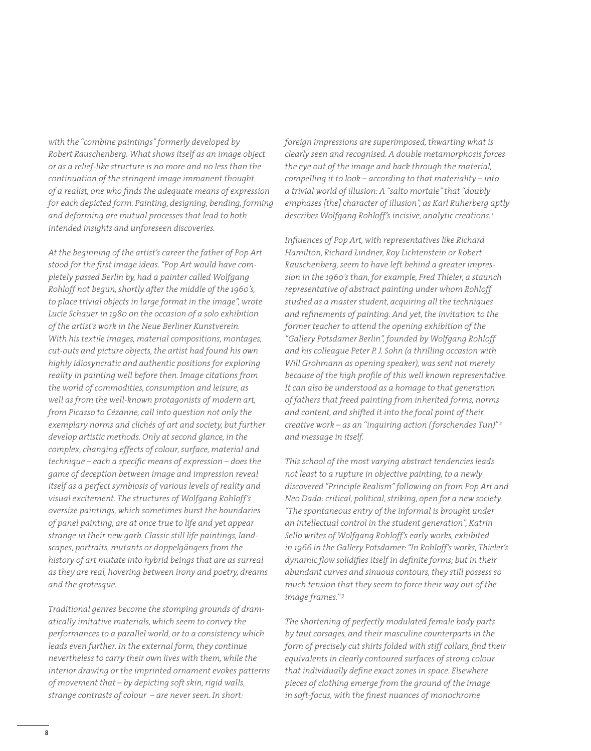*with the "combine paintings" formerly developed by Robert Rauschenberg. What shows itself as an image object or as a relief-like structure is no more and no less than the continuation of the stringent image immanent thought of a realist, one who finds the adequate means of expression for each depicted form. Painting, designing, bending, forming and deforming are mutual processes that lead to both intended insights and unforeseen discoveries.*

*At the beginning of the artist's career the father of Pop Art stood for the first image ideas. "Pop Art would have completely passed Berlin by, had a painter called Wolfgang Rohloff not begun, shortly after the middle of the 1960's, to place trivial objects in large format in the image", wrote Lucie Schauer in 1980 on the occasion of a solo exhibition of the artist's work in the Neue Berliner Kunstverein. With his textile images, material compositions, montages, cut-outs and picture objects, the artist had found his own highly idiosyncratic and authentic positions for exploring reality in painting well before then. Image citations from the world of commodities, consumption and leisure, as well as from the well-known protagonists of modern art, from Picasso to Cézanne, call into question not only the exemplary norms and clichés of art and society, but further develop artistic methods. Only at second glance, in the complex, changing effects of colour, surface, material and technique – each a specific means of expression – does the game of deception between image and impression reveal itself as a perfect symbiosis of various levels of reality and visual excitement. The structures of Wolfgang Rohloff's oversize paintings, which sometimes burst the boundaries of panel painting, are at once true to life and yet appear strange in their new garb. Classic still life paintings, landscapes, portraits, mutants or doppelgängers from the history of art mutate into hybrid beings that are as surreal as they are real, hovering between irony and poetry, dreams and the grotesque.*

*Traditional genres become the stomping grounds of dramatically imitative materials, which seem to convey the performances to a parallel world, or to a consistency which leads even further. In the external form, they continue nevertheless to carry their own lives with them, while the interior drawing or the imprinted ornament evokes patterns of movement that – by depicting soft skin, rigid walls, strange contrasts of colour – are never seen. In short: foreign impressions are superimposed, thwarting what is clearly seen and recognised. A double metamorphosis forces the eye out of the image and back through the material, compelling it to look – according to that materiality – into a trivial world of illusion: A "salto mortale" that "doubly emphases [the] character of illusion", as Karl Ruherberg aptly describes Wolfgang Rohloff's incisive, analytic creations.*[1]

*Influences of Pop Art, with representatives like Richard Hamilton, Richard Lindner, Roy Lichtenstein or Robert Rauschenberg, seem to have left behind a greater impression in the 1960's than, for example, Fred Thieler, a staunch representative of abstract painting under whom Rohloff studied as a master student, acquiring all the techniques and refinements of painting. And yet, the invitation to the former teacher to attend the opening exhibition of the "Gallery Potsdamer Berlin", founded by Wolfgang Rohloff and his colleague Peter P. J. Sohn (a thrilling occasion with Will Grohmann as opening speaker), was sent not merely because of the high profile of this well known representative. It can also be understood as a homage to that generation of fathers that freed painting from inherited forms, norms and content, and shifted it into the focal point of their creative work – as an "inquiring action (forschendes Tun)"*[2] *and message in itself.*

*This school of the most varying abstract tendencies leads not least to a rupture in objective painting, to a newly discovered "Principle Realism" following on from Pop Art and Neo Dada: critical, political, striking, open for a new society. "The spontaneous entry of the informal is brought under an intellectual control in the student generation", Katrin Sello writes of Wolfgang Rohloff's early works, exhibited in 1966 in the Gallery Potsdamer: "In Rohloff's works, Thieler's dynamic flow solidifies itself in definite forms; but in their abundant curves and sinuous contours, they still possess so much tension that they seem to force their way out of the image frames."*[3]

*The shortening of perfectly modulated female body parts by taut corsages, and their masculine counterparts in the form of precisely cut shirts folded with stiff collars, find their equivalents in clearly contoured surfaces of strong colour that individually define exact zones in space. Elsewhere pieces of clothing emerge from the ground of the image in soft-focus, with the finest nuances of monochrome*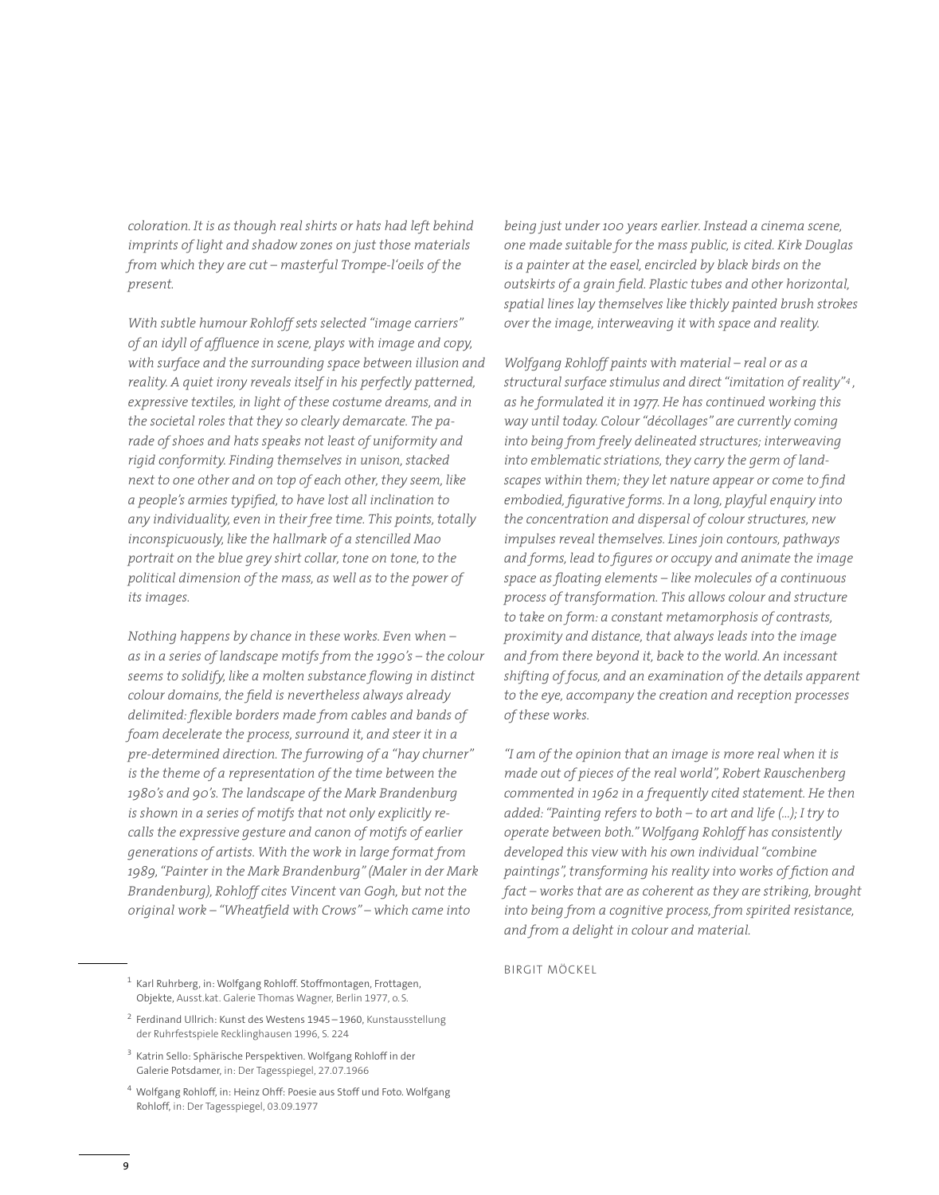*coloration. It is as though real shirts or hats had left behind imprints of light and shadow zones on just those materials from which they are cut – masterful Trompe-l'oeils of the present.*

*With subtle humour Rohloff sets selected "image carriers" of an idyll of affluence in scene, plays with image and copy, with surface and the surrounding space between illusion and reality. A quiet irony reveals itself in his perfectly patterned, expressive textiles, in light of these costume dreams, and in the societal roles that they so clearly demarcate. The parade of shoes and hats speaks not least of uniformity and rigid conformity. Finding themselves in unison, stacked next to one other and on top of each other, they seem, like a people's armies typified, to have lost all inclination to any individuality, even in their free time. This points, totally inconspicuously, like the hallmark of a stencilled Mao portrait on the blue grey shirt collar, tone on tone, to the political dimension of the mass, as well as to the power of its images.*

*Nothing happens by chance in these works. Even when – as in a series of landscape motifs from the 1990's – the colour seems to solidify, like a molten substance flowing in distinct colour domains, the field is nevertheless always already delimited: flexible borders made from cables and bands of foam decelerate the process, surround it, and steer it in a pre-determined direction. The furrowing of a "hay churner" is the theme of a representation of the time between the 1980's and 90's. The landscape of the Mark Brandenburg is shown in a series of motifs that not only explicitly recalls the expressive gesture and canon of motifs of earlier generations of artists. With the work in large format from 1989, "Painter in the Mark Brandenburg" (Maler in der Mark Brandenburg), Rohloff cites Vincent van Gogh, but not the original work – "Wheatfield with Crows" – which came into being just under 100 years earlier. Instead a cinema scene, one made suitable for the mass public, is cited. Kirk Douglas is a painter at the easel, encircled by black birds on the outskirts of a grain field. Plastic tubes and other horizontal, spatial lines lay themselves like thickly painted brush strokes over the image, interweaving it with space and reality.*

*Wolfgang Rohloff paints with material – real or as a structural surface stimulus and direct "imitation of reality"[4], as he formulated it in 1977. He has continued working this way until today. Colour "décollages" are currently coming into being from freely delineated structures; interweaving into emblematic striations, they carry the germ of landscapes within them; they let nature appear or come to find embodied, figurative forms. In a long, playful enquiry into the concentration and dispersal of colour structures, new impulses reveal themselves. Lines join contours, pathways and forms, lead to figures or occupy and animate the image space as floating elements – like molecules of a continuous process of transformation. This allows colour and structure to take on form: a constant metamorphosis of contrasts, proximity and distance, that always leads into the image and from there beyond it, back to the world. An incessant shifting of focus, and an examination of the details apparent to the eye, accompany the creation and reception processes of these works.*

*"I am of the opinion that an image is more real when it is made out of pieces of the real world", Robert Rauschenberg commented in 1962 in a frequently cited statement. He then added: "Painting refers to both – to art and life (...); I try to operate between both." Wolfgang Rohloff has consistently developed this view with his own individual "combine paintings", transforming his reality into works of fiction and fact – works that are as coherent as they are striking, brought into being from a cognitive process, from spirited resistance, and from a delight in colour and material.*

BIRGIT MÖCKEL

---

[1] Karl Ruhrberg, in: Wolfgang Rohloff. Stoffmontagen, Frottagen, Objekte, Ausst.kat. Galerie Thomas Wagner, Berlin 1977, o. S.

[2] Ferdinand Ullrich: Kunst des Westens 1945 – 1960, Kunstausstellung der Ruhrfestspiele Recklinghausen 1996, S. 224

[3] Katrin Sello: Sphärische Perspektiven. Wolfgang Rohloff in der Galerie Potsdamer, in: Der Tagesspiegel, 27.07.1966

[4] Wolfgang Rohloff, in: Heinz Ohff: Poesie aus Stoff und Foto. Wolfgang Rohloff, in: Der Tagesspiegel, 03.09.1977